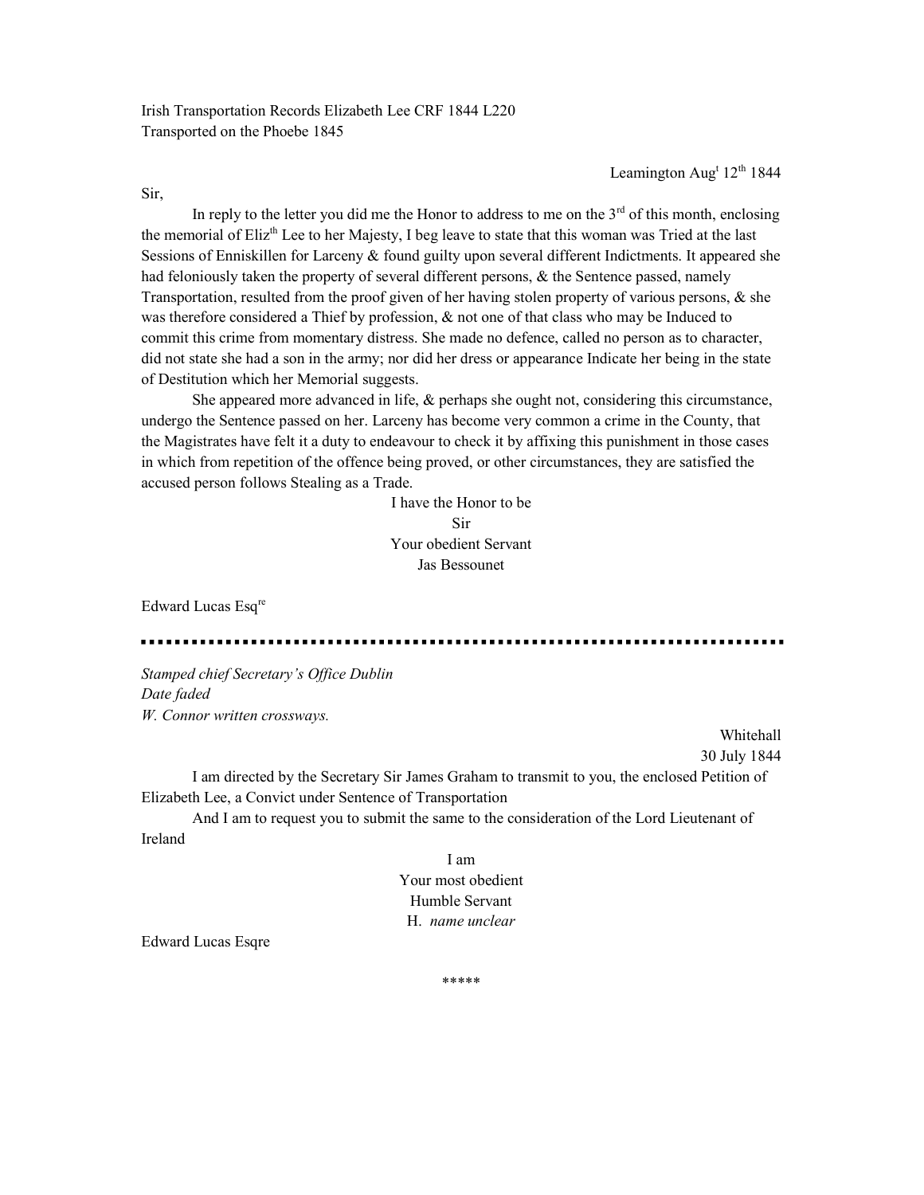Irish Transportation Records Elizabeth Lee CRF 1844 L220
Transported on the Phoebe 1845

Leamington Aug[t] 12[th] 1844

Sir,

In reply to the letter you did me the Honor to address to me on the 3[rd] of this month, enclosing the memorial of Eliz[th] Lee to her Majesty, I beg leave to state that this woman was Tried at the last Sessions of Enniskillen for Larceny & found guilty upon several different Indictments. It appeared she had feloniously taken the property of several different persons, & the Sentence passed, namely Transportation, resulted from the proof given of her having stolen property of various persons, & she was therefore considered a Thief by profession, & not one of that class who may be Induced to commit this crime from momentary distress. She made no defence, called no person as to character, did not state she had a son in the army; nor did her dress or appearance Indicate her being in the state of Destitution which her Memorial suggests.

She appeared more advanced in life, & perhaps she ought not, considering this circumstance, undergo the Sentence passed on her. Larceny has become very common a crime in the County, that the Magistrates have felt it a duty to endeavour to check it by affixing this punishment in those cases in which from repetition of the offence being proved, or other circumstances, they are satisfied the accused person follows Stealing as a Trade.

I have the Honor to be
Sir
Your obedient Servant
Jas Bessounet

Edward Lucas Esq[re]

---

*Stamped chief Secretary's Office Dublin*
*Date faded*
*W. Connor written crossways.*

Whitehall
30 July 1844

I am directed by the Secretary Sir James Graham to transmit to you, the enclosed Petition of Elizabeth Lee, a Convict under Sentence of Transportation

And I am to request you to submit the same to the consideration of the Lord Lieutenant of Ireland

I am
Your most obedient
Humble Servant
H. *name unclear*

Edward Lucas Esqre

\*\*\*\*\*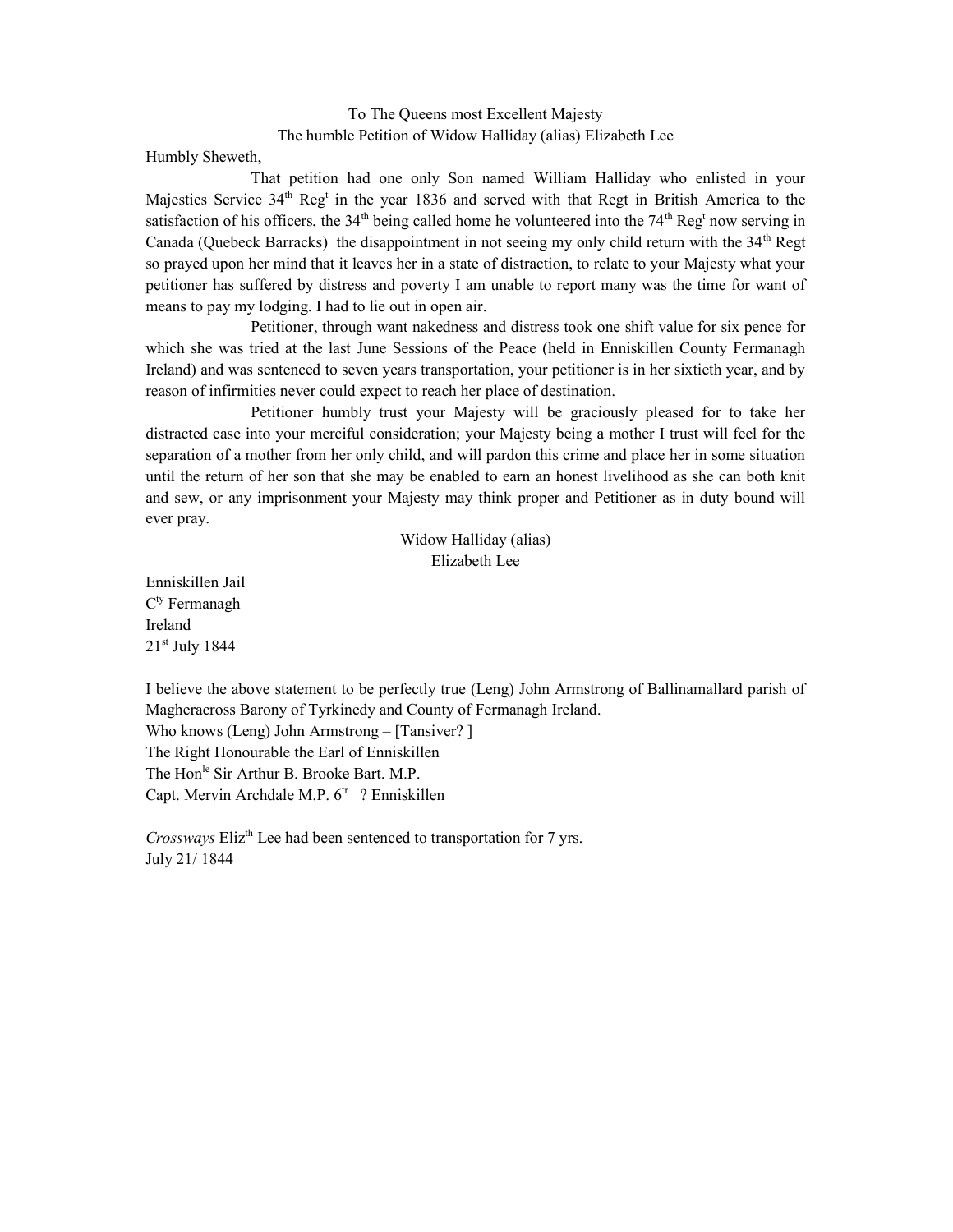To The Queens most Excellent Majesty

The humble Petition of Widow Halliday (alias) Elizabeth Lee

Humbly Sheweth,

That petition had one only Son named William Halliday who enlisted in your Majesties Service 34th Regt in the year 1836 and served with that Regt in British America to the satisfaction of his officers, the 34th being called home he volunteered into the 74th Regt now serving in Canada (Quebeck Barracks) the disappointment in not seeing my only child return with the 34th Regt so prayed upon her mind that it leaves her in a state of distraction, to relate to your Majesty what your petitioner has suffered by distress and poverty I am unable to report many was the time for want of means to pay my lodging. I had to lie out in open air.

Petitioner, through want nakedness and distress took one shift value for six pence for which she was tried at the last June Sessions of the Peace (held in Enniskillen County Fermanagh Ireland) and was sentenced to seven years transportation, your petitioner is in her sixtieth year, and by reason of infirmities never could expect to reach her place of destination.

Petitioner humbly trust your Majesty will be graciously pleased for to take her distracted case into your merciful consideration; your Majesty being a mother I trust will feel for the separation of a mother from her only child, and will pardon this crime and place her in some situation until the return of her son that she may be enabled to earn an honest livelihood as she can both knit and sew, or any imprisonment your Majesty may think proper and Petitioner as in duty bound will ever pray.

Widow Halliday (alias)
Elizabeth Lee

Enniskillen Jail
Cty Fermanagh
Ireland
21st July 1844

I believe the above statement to be perfectly true (Leng) John Armstrong of Ballinamallard parish of Magheracross Barony of Tyrkinedy and County of Fermanagh Ireland.

Who knows (Leng) John Armstrong – [Tansiver? ]
The Right Honourable the Earl of Enniskillen
The Honle Sir Arthur B. Brooke Bart. M.P.
Capt. Mervin Archdale M.P. 6tr ? Enniskillen

*Crossways* Elizth Lee had been sentenced to transportation for 7 yrs.
July 21/ 1844